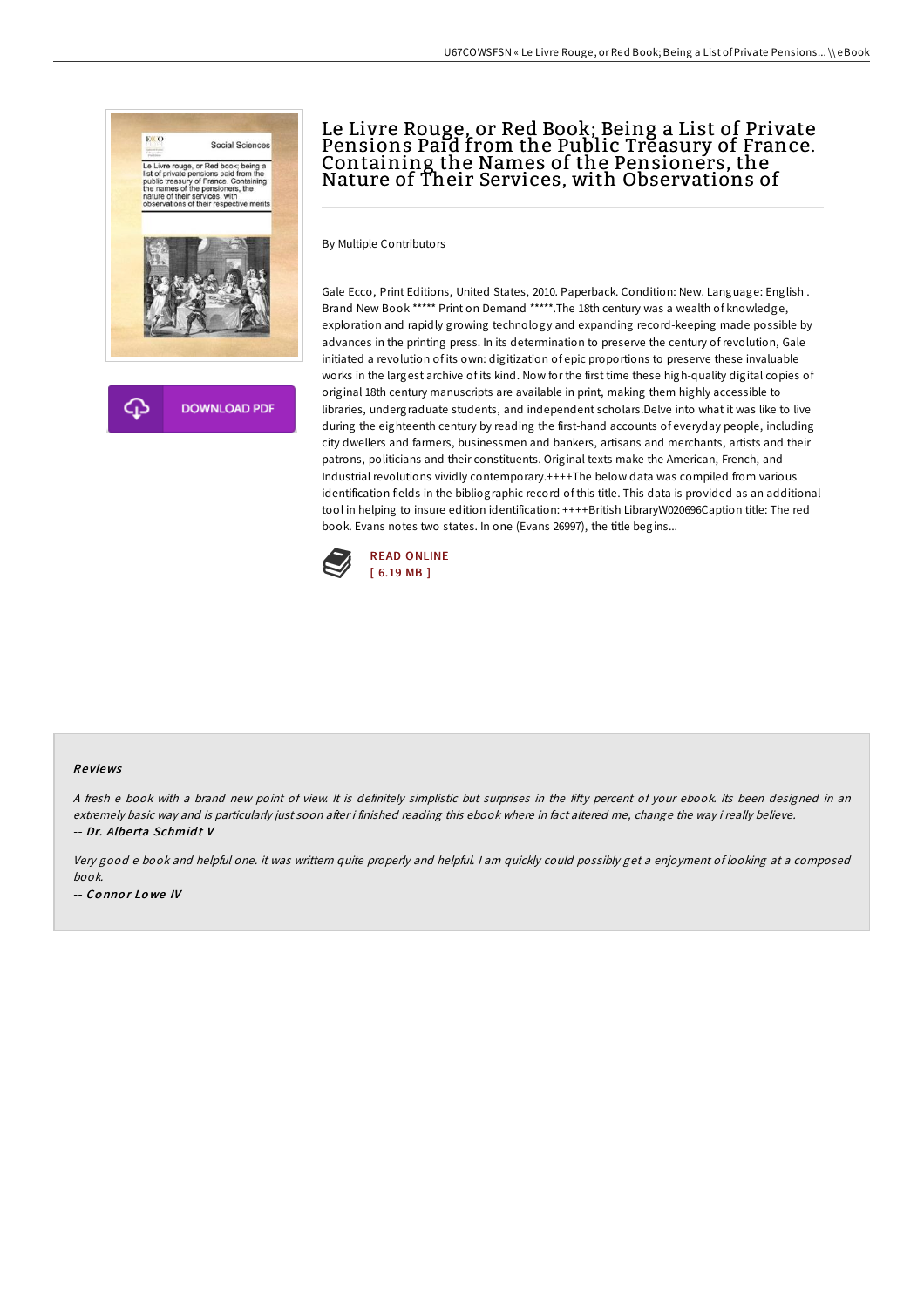# Le Livre Rouge, or Red Book; Being a List of Private Pensions Paid from the Public Treasury of France. Containing the Names of the Pensioners, the Nature of Their Services, with Observations of

By Multiple Contributors

Gale Ecco, Print Editions, United States, 2010. Paperback. Condition: New. Language: English . Brand New Book ***** Print on Demand *****.The 18th century was a wealth of knowledge, exploration and rapidly growing technology and expanding record-keeping made possible by advances in the printing press. In its determination to preserve the century of revolution, Gale initiated a revolution of its own: digitization of epic proportions to preserve these invaluable works in the largest archive of its kind. Now for the first time these high-quality digital copies of original 18th century manuscripts are available in print, making them highly accessible to libraries, undergraduate students, and independent scholars.Delve into what it was like to live during the eighteenth century by reading the first-hand accounts of everyday people, including city dwellers and farmers, businessmen and bankers, artisans and merchants, artists and their patrons, politicians and their constituents. Original texts make the American, French, and Industrial revolutions vividly contemporary.++++The below data was compiled from various identification fields in the bibliographic record of this title. This data is provided as an additional tool in helping to insure edition identification: ++++British LibraryW020696Caption title: The red book. Evans notes two states. In one (Evans 26997), the title begins...

READ ONLINE
[ 6.19 MB ]

DOWNLOAD PDF

### Reviews

*A fresh e book with a brand new point of view. It is definitely simplistic but surprises in the fifty percent of your ebook. Its been designed in an extremely basic way and is particularly just soon after i finished reading this ebook where in fact altered me, change the way i really believe.*
*-- Dr. Alberta Schmidt V*

*Very good e book and helpful one. it was writtern quite properly and helpful. I am quickly could possibly get a enjoyment of looking at a composed book.*
*-- Connor Lowe IV*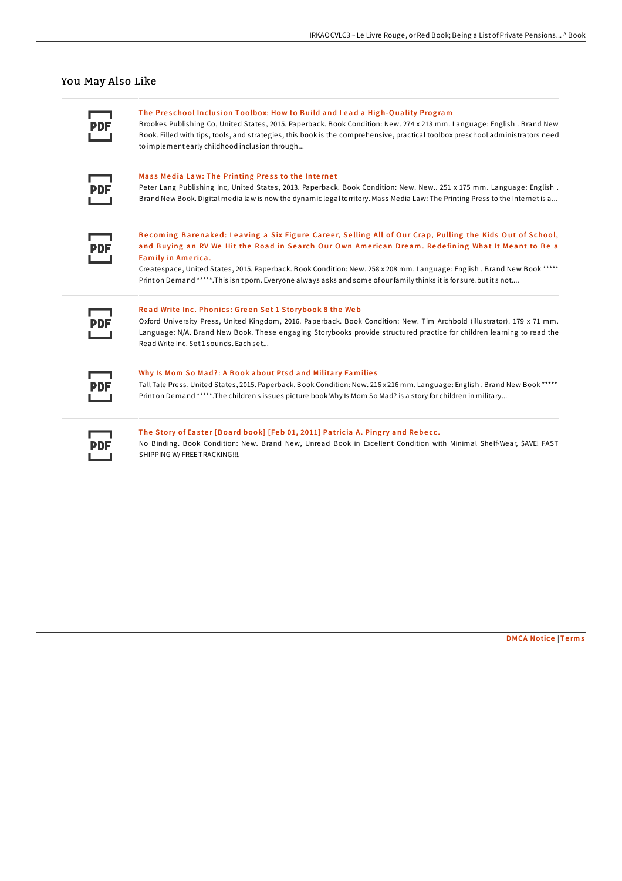## You May Also Like

**The Preschool Inclusion Toolbox: How to Build and Lead a High-Quality Program**

Brookes Publishing Co, United States, 2015. Paperback. Book Condition: New. 274 x 213 mm. Language: English . Brand New Book. Filled with tips, tools, and strategies, this book is the comprehensive, practical toolbox preschool administrators need to implement early childhood inclusion through...

**Mass Media Law: The Printing Press to the Internet**

Peter Lang Publishing Inc, United States, 2013. Paperback. Book Condition: New. New.. 251 x 175 mm. Language: English . Brand New Book. Digital media law is now the dynamic legal territory. Mass Media Law: The Printing Press to the Internet is a...

**Becoming Barenaked: Leaving a Six Figure Career, Selling All of Our Crap, Pulling the Kids Out of School, and Buying an RV We Hit the Road in Search Our Own American Dream. Redefining What It Meant to Be a Family in America.**

Createspace, United States, 2015. Paperback. Book Condition: New. 258 x 208 mm. Language: English . Brand New Book ***** Print on Demand *****.This isn t porn. Everyone always asks and some of our family thinks it is for sure.but it s not....

**Read Write Inc. Phonics: Green Set 1 Storybook 8 the Web**

Oxford University Press, United Kingdom, 2016. Paperback. Book Condition: New. Tim Archbold (illustrator). 179 x 71 mm. Language: N/A. Brand New Book. These engaging Storybooks provide structured practice for children learning to read the Read Write Inc. Set 1 sounds. Each set...

**Why Is Mom So Mad?: A Book about Ptsd and Military Families**

Tall Tale Press, United States, 2015. Paperback. Book Condition: New. 216 x 216 mm. Language: English . Brand New Book ***** Print on Demand *****.The children s issues picture book Why Is Mom So Mad? is a story for children in military...

**The Story of Easter [Board book] [Feb 01, 2011] Patricia A. Pingry and Rebecc.**

No Binding. Book Condition: New. Brand New, Unread Book in Excellent Condition with Minimal Shelf-Wear, $AVE! FAST SHIPPING W/ FREE TRACKING!!!.